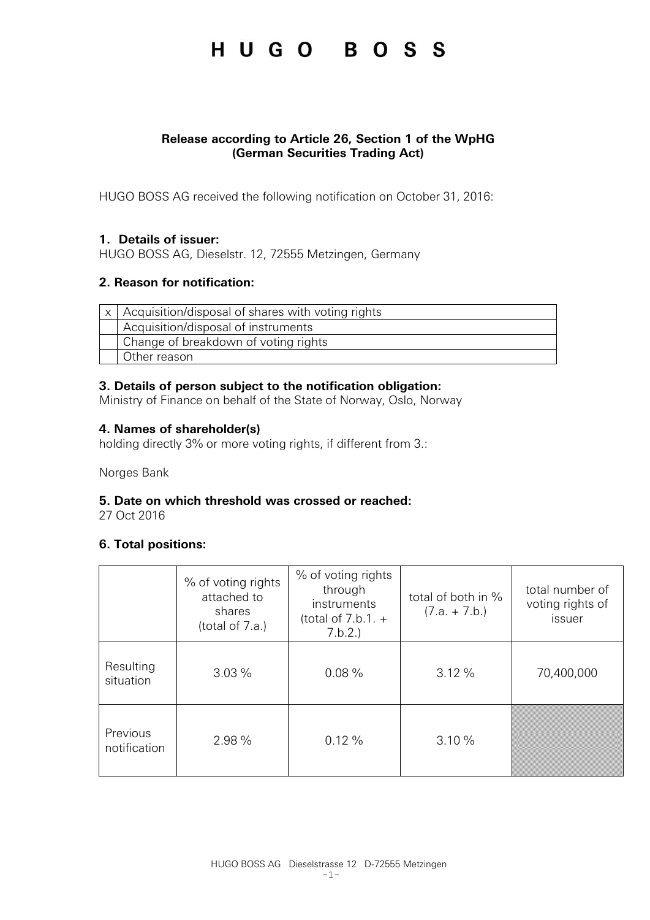# HUGO BOSS

**Release according to Article 26, Section 1 of the WpHG (German Securities Trading Act)**

HUGO BOSS AG received the following notification on October 31, 2016:

### 1. Details of issuer:

HUGO BOSS AG, Dieselstr. 12, 72555 Metzingen, Germany

### 2. Reason for notification:

| | |
|---|---|
| x | Acquisition/disposal of shares with voting rights |
| | Acquisition/disposal of instruments |
| | Change of breakdown of voting rights |
| | Other reason |

### 3. Details of person subject to the notification obligation:

Ministry of Finance on behalf of the State of Norway, Oslo, Norway

### 4. Names of shareholder(s)

holding directly 3% or more voting rights, if different from 3.:

Norges Bank

### 5. Date on which threshold was crossed or reached:

27 Oct 2016

### 6. Total positions:

| | % of voting rights attached to shares (total of 7.a.) | % of voting rights through instruments (total of 7.b.1. + 7.b.2.) | total of both in % (7.a. + 7.b.) | total number of voting rights of issuer |
|---|---|---|---|---|
| Resulting situation | 3.03 % | 0.08 % | 3.12 % | 70,400,000 |
| Previous notification | 2.98 % | 0.12 % | 3.10 % | |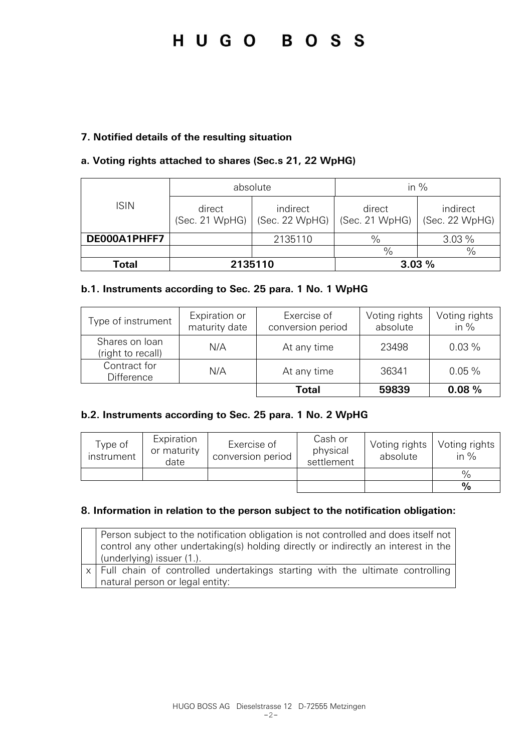### 7. Notified details of the resulting situation

#### a. Voting rights attached to shares (Sec.s 21, 22 WpHG)

| ISIN | absolute | | in % | |
|---|---|---|---|---|
| | direct (Sec. 21 WpHG) | indirect (Sec. 22 WpHG) | direct (Sec. 21 WpHG) | indirect (Sec. 22 WpHG) |
| **DE000A1PHFF7** | | 2135110 | % | 3.03 % |
| | | | % | % |
| **Total** | **2135110** | | **3.03 %** | |

#### b.1. Instruments according to Sec. 25 para. 1 No. 1 WpHG

| Type of instrument | Expiration or maturity date | Exercise of conversion period | Voting rights absolute | Voting rights in % |
|---|---|---|---|---|
| Shares on loan (right to recall) | N/A | At any time | 23498 | 0.03 % |
| Contract for Difference | N/A | At any time | 36341 | 0.05 % |
| | | **Total** | **59839** | **0.08 %** |

#### b.2. Instruments according to Sec. 25 para. 1 No. 2 WpHG

| Type of instrument | Expiration or maturity date | Exercise of conversion period | Cash or physical settlement | Voting rights absolute | Voting rights in % |
|---|---|---|---|---|---|
| | | | | | % |
| | | | | | **%** |

### 8. Information in relation to the person subject to the notification obligation:

| | |
|---|---|
| | Person subject to the notification obligation is not controlled and does itself not control any other undertaking(s) holding directly or indirectly an interest in the (underlying) issuer (1.). |
| x | Full chain of controlled undertakings starting with the ultimate controlling natural person or legal entity: |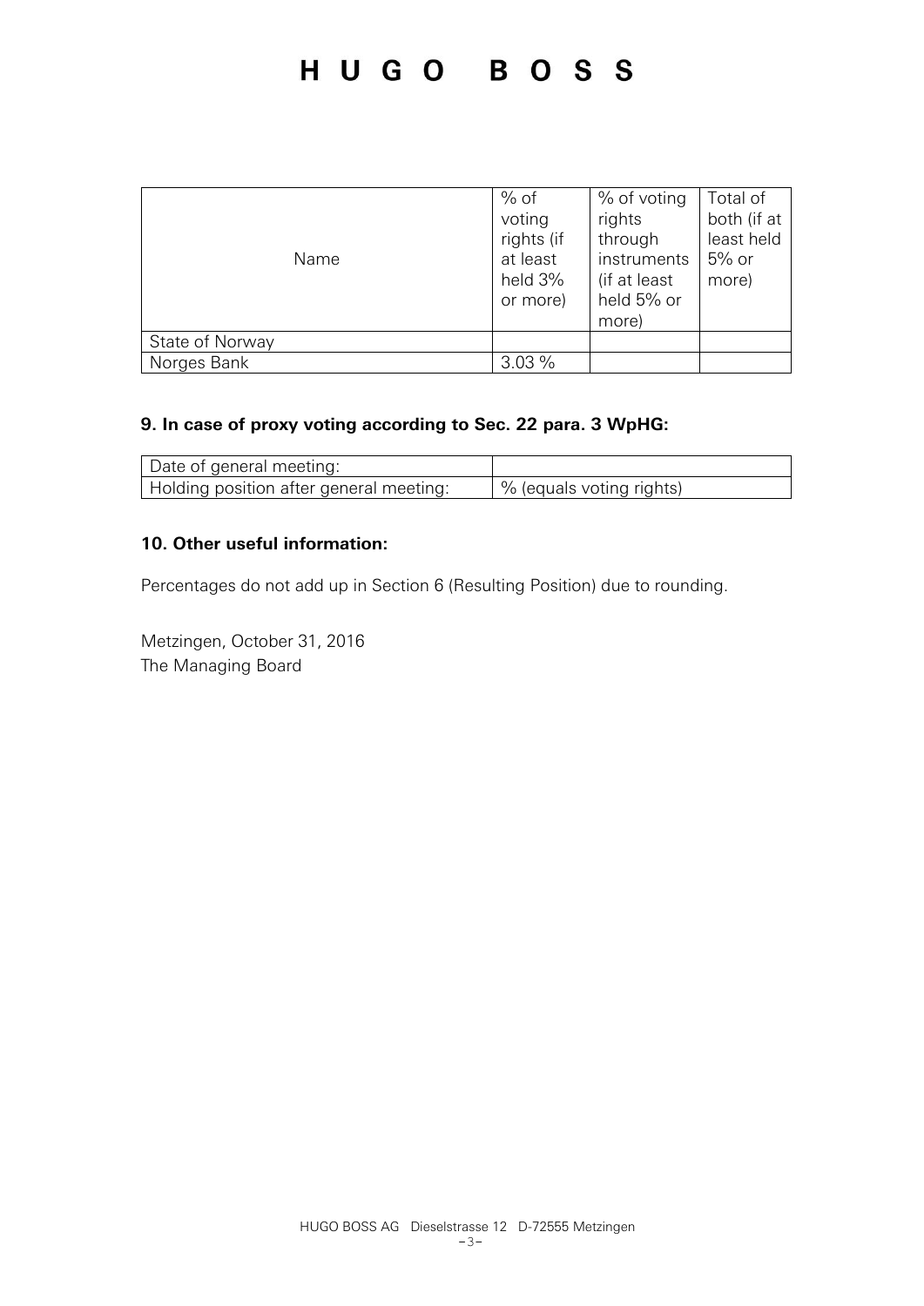| Name | % of voting rights (if at least held 3% or more) | % of voting rights through instruments (if at least held 5% or more) | Total of both (if at least held 5% or more) |
|---|---|---|---|
| State of Norway | | | |
| Norges Bank | 3.03 % | | |

### 9. In case of proxy voting according to Sec. 22 para. 3 WpHG:

| | |
|---|---|
| Date of general meeting: | |
| Holding position after general meeting: | % (equals voting rights) |

### 10. Other useful information:

Percentages do not add up in Section 6 (Resulting Position) due to rounding.

Metzingen, October 31, 2016
The Managing Board